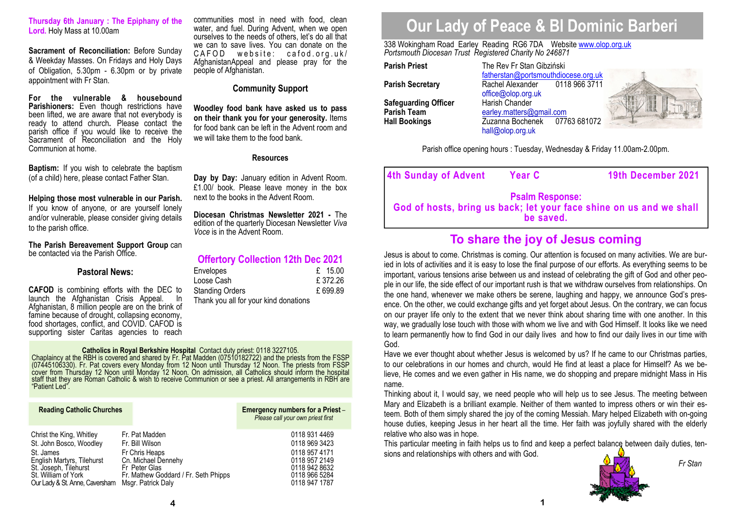**Thursday 6th January : The Epiphany of the Lord.** Holy Mass at 10.00am

**Sacrament of Reconciliation:** Before Sunday & Weekday Masses. On Fridays and Holy Days of Obligation, 5.30pm - 6.30pm or by private appointment with Fr Stan.

**For the vulnerable & housebound Parishioners:** Even though restrictions have been lifted, we are aware that not everybody is ready to attend church**.** Please contact the parish office if you would like to receive the Sacrament of Reconciliation and the Holy Communion at home.

**Baptism:** If you wish to celebrate the baptism (of a child) here, please contact Father Stan.

**Helping those most vulnerable in our Parish.** If you know of anyone, or are yourself lonely and/or vulnerable, please consider giving details to the parish office.

**The Parish Bereavement Support Group** can be contacted via the Parish Office.

### Pastoral News:

**CAFOD** is combining efforts with the DEC to launch the Afghanistan Crisis Appeal. In Afghanistan, 8 million people are on the brink of famine because of drought, collapsing economy, food shortages, conflict, and COVID. CAFOD is supporting sister Caritas agencies to reach communities most in need with food, clean water, and fuel. During Advent, when we open ourselves to the needs of others, let's do all that we can to save lives. You can donate on the CAFOD website: cafod.org.uk/AfghanistanAppeal and please pray for the people of Afghanistan.

### Community Support

**Woodley food bank have asked us to pass on their thank you for your generosity.** Items for food bank can be left in the Advent room and we will take them to the food bank.

### Resources

**Day by Day:** January edition in Advent Room. £1.00/ book. Please leave money in the box next to the books in the Advent Room.

**Diocesan Christmas Newsletter 2021 -** The edition of the quarterly Diocesan Newsletter *Viva Voce* is in the Advent Room.

### Offertory Collection 12th Dec 2021

| | |
|---|---|
| Envelopes | £ 15.00 |
| Loose Cash | £ 372.26 |
| Standing Orders | £ 699.89 |

Thank you all for your kind donations

**Catholics in Royal Berkshire Hospital** Contact duty priest: 0118 3227105.
Chaplaincy at the RBH is covered and shared by Fr. Pat Madden (07510182722) and the priests from the FSSP (07445106330). Fr. Pat covers every Monday from 12 Noon until Thursday 12 Noon. The priests from FSSP cover from Thursday 12 Noon until Monday 12 Noon. On admission, all Catholics should inform the hospital staff that they are Roman Catholic & wish to receive Communion or see a priest. All arrangements in RBH are "Patient Led".

| Reading Catholic Churches | | Emergency numbers for a Priest – *Please call your own priest first* |
|---|---|---|
| Christ the King, Whitley | Fr. Pat Madden | 0118 931 4469 |
| St. John Bosco, Woodley | Fr. Bill Wilson | 0118 969 3423 |
| St. James | Fr Chris Heaps | 0118 957 4171 |
| English Martyrs, Tilehurst | Cn. Michael Dennehy | 0118 957 2149 |
| St. Joseph, Tilehurst | Fr Peter Glas | 0118 942 8632 |
| St. William of York | Fr. Mathew Goddard / Fr. Seth Phipps | 0118 966 5284 |
| Our Lady & St. Anne, Caversham | Msgr. Patrick Daly | 0118 947 1787 |

# Our Lady of Peace & Bl Dominic Barberi

338 Wokingham Road Earley Reading RG6 7DA Website www.olop.org.uk
*Portsmouth Diocesan Trust Registered Charity No 246871*

| | |
|---|---|
| **Parish Priest** | The Rev Fr Stan Gibziński fatherstan@portsmouthdiocese.org.uk |
| **Parish Secretary** | Rachel Alexander 0118 966 3711 office@olop.org.uk |
| **Safeguarding Officer** | Harish Chander |
| **Parish Team** | earley.matters@gmail.com |
| **Hall Bookings** | Zuzanna Bochenek 07763 681072 hall@olop.org.uk |

Parish office opening hours : Tuesday, Wednesday & Friday 11.00am-2.00pm.

**4th Sunday of Advent Year C 19th December 2021**

**Psalm Response:**
**God of hosts, bring us back; let your face shine on us and we shall be saved.**

## To share the joy of Jesus coming

Jesus is about to come. Christmas is coming. Our attention is focused on many activities. We are buried in lots of activities and it is easy to lose the final purpose of our efforts. As everything seems to be important, various tensions arise between us and instead of celebrating the gift of God and other people in our life, the side effect of our important rush is that we withdraw ourselves from relationships. On the one hand, whenever we make others be serene, laughing and happy, we announce God's presence. On the other, we could exchange gifts and yet forget about Jesus. On the contrary, we can focus on our prayer life only to the extent that we never think about sharing time with one another. In this way, we gradually lose touch with those with whom we live and with God Himself. It looks like we need to learn permanently how to find God in our daily lives and how to find our daily lives in our time with God.

Have we ever thought about whether Jesus is welcomed by us? If he came to our Christmas parties, to our celebrations in our homes and church, would He find at least a place for Himself? As we believe, He comes and we even gather in His name, we do shopping and prepare midnight Mass in His name.

Thinking about it, I would say, we need people who will help us to see Jesus. The meeting between Mary and Elizabeth is a brilliant example. Neither of them wanted to impress others or win their esteem. Both of them simply shared the joy of the coming Messiah. Mary helped Elizabeth with on-going house duties, keeping Jesus in her heart all the time. Her faith was joyfully shared with the elderly relative who also was in hope.

This particular meeting in faith helps us to find and keep a perfect balance between daily duties, tensions and relationships with others and with God.

*Fr Stan*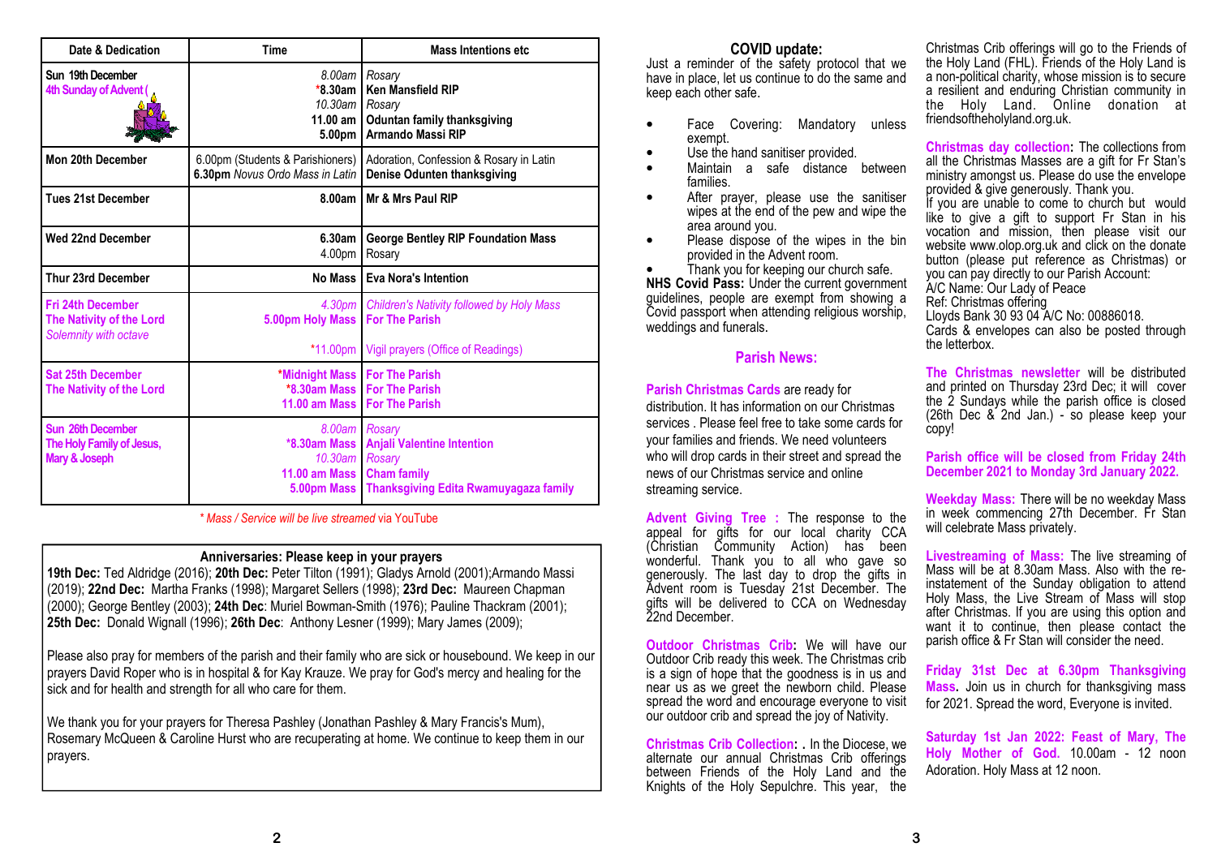| Date & Dedication | Time | Mass Intentions etc |
| --- | --- | --- |
| **Sun 19th December** 4th Sunday of Advent ( | *8.00am* *8.30am 10.30am 11.00 am 5.00pm | *Rosary* **Ken Mansfield RIP** *Rosary* **Oduntan family thanksgiving** **Armando Massi RIP** |
| **Mon 20th December** | 6.00pm (Students & Parishioners) **6.30pm** *Novus Ordo Mass in Latin* | Adoration, Confession & Rosary in Latin **Denise Odunten thanksgiving** |
| **Tues 21st December** | **8.00am** | **Mr & Mrs Paul RIP** |
| **Wed 22nd December** | **6.30am** 4.00pm | **George Bentley RIP Foundation Mass** Rosary |
| **Thur 23rd December** | **No Mass** | **Eva Nora's Intention** |
| **Fri 24th December** **The Nativity of the Lord** *Solemnity with octave* | *4.30pm* **5.00pm Holy Mass** *11.00pm | *Children's Nativity followed by Holy Mass* **For The Parish** Vigil prayers (Office of Readings) |
| **Sat 25th December** **The Nativity of the Lord** | ***Midnight Mass** ***8.30am Mass** **11.00 am Mass** | **For The Parish** **For The Parish** **For The Parish** |
| **Sun 26th December** **The Holy Family of Jesus, Mary & Joseph** | *8.00am* ***8.30am Mass** *10.30am* **11.00 am Mass** **5.00pm Mass** | *Rosary* **Anjali Valentine Intention** *Rosary* **Cham family** **Thanksgiving Edita Rwamuyagaza family** |

*\* Mass / Service will be live streamed via YouTube*

**Anniversaries: Please keep in your prayers**

**19th Dec:** Ted Aldridge (2016); **20th Dec:** Peter Tilton (1991); Gladys Arnold (2001);Armando Massi (2019); **22nd Dec:** Martha Franks (1998); Margaret Sellers (1998); **23rd Dec:** Maureen Chapman (2000); George Bentley (2003); **24th Dec**: Muriel Bowman-Smith (1976); Pauline Thackram (2001); **25th Dec:** Donald Wignall (1996); **26th Dec**: Anthony Lesner (1999); Mary James (2009);

Please also pray for members of the parish and their family who are sick or housebound. We keep in our prayers David Roper who is in hospital & for Kay Krauze. We pray for God's mercy and healing for the sick and for health and strength for all who care for them.

We thank you for your prayers for Theresa Pashley (Jonathan Pashley & Mary Francis's Mum), Rosemary McQueen & Caroline Hurst who are recuperating at home. We continue to keep them in our prayers.

## COVID update:

Just a reminder of the safety protocol that we have in place, let us continue to do the same and keep each other safe.

- Face Covering: Mandatory unless exempt.
- Use the hand sanitiser provided.
- Maintain a safe distance between families.
- After prayer, please use the sanitiser wipes at the end of the pew and wipe the area around you.
- Please dispose of the wipes in the bin provided in the Advent room.
- Thank you for keeping our church safe.

**NHS Covid Pass:** Under the current government guidelines, people are exempt from showing a Covid passport when attending religious worship, weddings and funerals.

## Parish News:

**Parish Christmas Cards** are ready for distribution. It has information on our Christmas services . Please feel free to take some cards for your families and friends. We need volunteers who will drop cards in their street and spread the news of our Christmas service and online streaming service.

**Advent Giving Tree :** The response to the appeal for gifts for our local charity CCA (Christian Community Action) has been wonderful. Thank you to all who gave so generously. The last day to drop the gifts in Advent room is Tuesday 21st December. The gifts will be delivered to CCA on Wednesday 22nd December.

**Outdoor Christmas Crib:** We will have our Outdoor Crib ready this week. The Christmas crib is a sign of hope that the goodness is in us and near us as we greet the newborn child. Please spread the word and encourage everyone to visit our outdoor crib and spread the joy of Nativity.

**Christmas Crib Collection: .** In the Diocese, we alternate our annual Christmas Crib offerings between Friends of the Holy Land and the Knights of the Holy Sepulchre. This year, the Christmas Crib offerings will go to the Friends of the Holy Land (FHL). Friends of the Holy Land is a non-political charity, whose mission is to secure a resilient and enduring Christian community in the Holy Land. Online donation at friendsoftheholyland.org.uk.

**Christmas day collection:** The collections from all the Christmas Masses are a gift for Fr Stan's ministry amongst us. Please do use the envelope provided & give generously. Thank you.
If you are unable to come to church but would like to give a gift to support Fr Stan in his vocation and mission, then please visit our website www.olop.org.uk and click on the donate button (please put reference as Christmas) or you can pay directly to our Parish Account:
A/C Name: Our Lady of Peace
Ref: Christmas offering
Lloyds Bank 30 93 04 A/C No: 00886018.
Cards & envelopes can also be posted through the letterbox.

**The Christmas newsletter** will be distributed and printed on Thursday 23rd Dec; it will cover the 2 Sundays while the parish office is closed (26th Dec & 2nd Jan.) - so please keep your copy!

**Parish office will be closed from Friday 24th December 2021 to Monday 3rd January 2022.**

**Weekday Mass:** There will be no weekday Mass in week commencing 27th December. Fr Stan will celebrate Mass privately.

**Livestreaming of Mass:** The live streaming of Mass will be at 8.30am Mass. Also with the re-instatement of the Sunday obligation to attend Holy Mass, the Live Stream of Mass will stop after Christmas. If you are using this option and want it to continue, then please contact the parish office & Fr Stan will consider the need.

**Friday 31st Dec at 6.30pm Thanksgiving Mass.** Join us in church for thanksgiving mass for 2021. Spread the word, Everyone is invited.

**Saturday 1st Jan 2022: Feast of Mary, The Holy Mother of God.** 10.00am - 12 noon Adoration. Holy Mass at 12 noon.